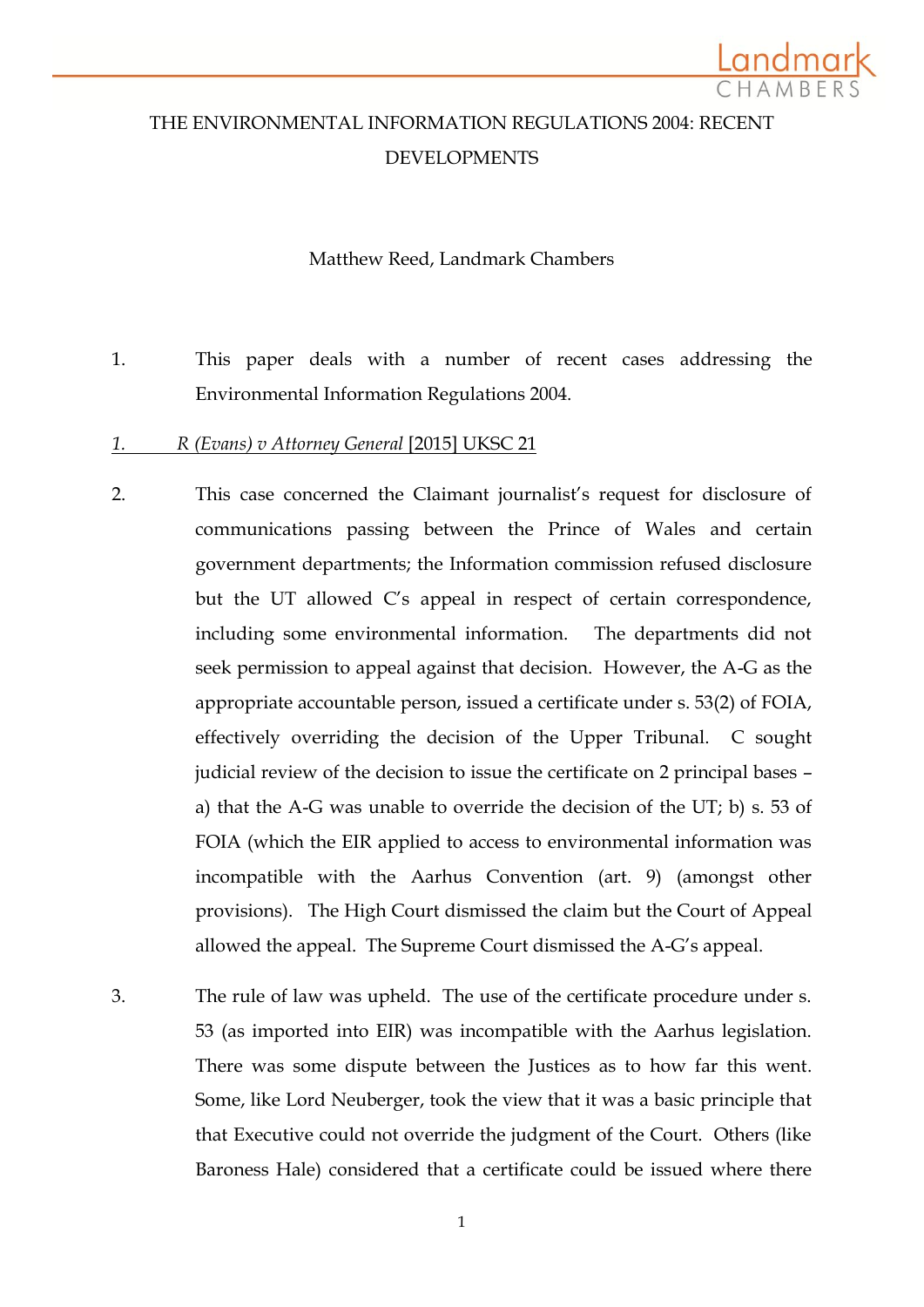# THE ENVIRONMENTAL INFORMATION REGULATIONS 2004: RECENT DEVELOPMENTS

Matthew Reed, Landmark Chambers

1. This paper deals with a number of recent cases addressing the Environmental Information Regulations 2004.

## 1. *R (Evans) v Attorney General* [2015] UKSC 21

2. This case concerned the Claimant journalist's request for disclosure of communications passing between the Prince of Wales and certain government departments; the Information commission refused disclosure but the UT allowed C's appeal in respect of certain correspondence, including some environmental information. The departments did not seek permission to appeal against that decision. However, the A-G as the appropriate accountable person, issued a certificate under s. 53(2) of FOIA, effectively overriding the decision of the Upper Tribunal. C sought judicial review of the decision to issue the certificate on 2 principal bases – a) that the A-G was unable to override the decision of the UT; b) s. 53 of FOIA (which the EIR applied to access to environmental information was incompatible with the Aarhus Convention (art. 9) (amongst other provisions). The High Court dismissed the claim but the Court of Appeal allowed the appeal. The Supreme Court dismissed the A-G's appeal.

3. The rule of law was upheld. The use of the certificate procedure under s. 53 (as imported into EIR) was incompatible with the Aarhus legislation. There was some dispute between the Justices as to how far this went. Some, like Lord Neuberger, took the view that it was a basic principle that that Executive could not override the judgment of the Court. Others (like Baroness Hale) considered that a certificate could be issued where there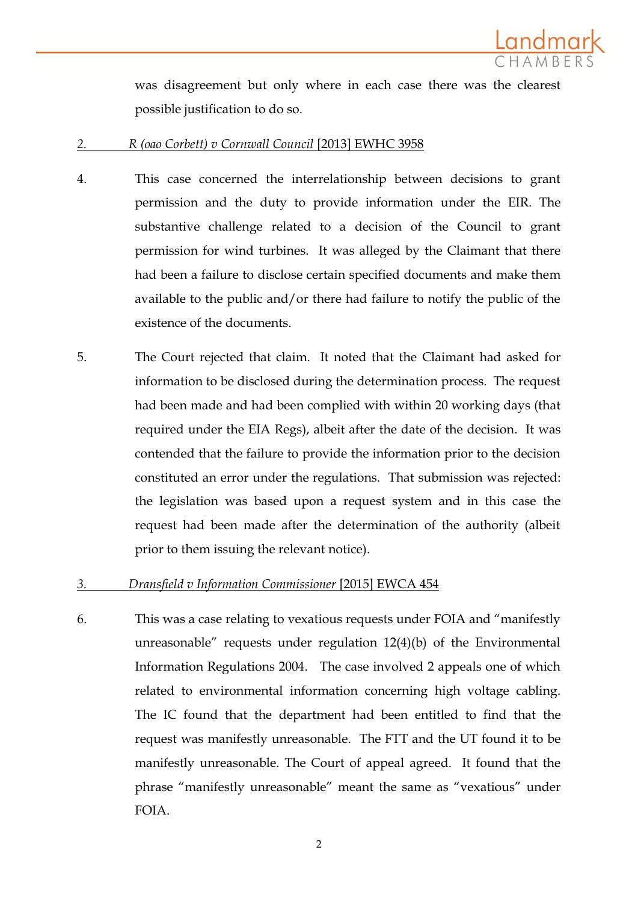was disagreement but only where in each case there was the clearest possible justification to do so.

## 2. *R (oao Corbett) v Cornwall Council* [2013] EWHC 3958

4. This case concerned the interrelationship between decisions to grant permission and the duty to provide information under the EIR. The substantive challenge related to a decision of the Council to grant permission for wind turbines. It was alleged by the Claimant that there had been a failure to disclose certain specified documents and make them available to the public and/or there had failure to notify the public of the existence of the documents.

5. The Court rejected that claim. It noted that the Claimant had asked for information to be disclosed during the determination process. The request had been made and had been complied with within 20 working days (that required under the EIA Regs), albeit after the date of the decision. It was contended that the failure to provide the information prior to the decision constituted an error under the regulations. That submission was rejected: the legislation was based upon a request system and in this case the request had been made after the determination of the authority (albeit prior to them issuing the relevant notice).

## 3. *Dransfield v Information Commissioner* [2015] EWCA 454

6. This was a case relating to vexatious requests under FOIA and "manifestly unreasonable" requests under regulation 12(4)(b) of the Environmental Information Regulations 2004. The case involved 2 appeals one of which related to environmental information concerning high voltage cabling. The IC found that the department had been entitled to find that the request was manifestly unreasonable. The FTT and the UT found it to be manifestly unreasonable. The Court of appeal agreed. It found that the phrase "manifestly unreasonable" meant the same as "vexatious" under FOIA.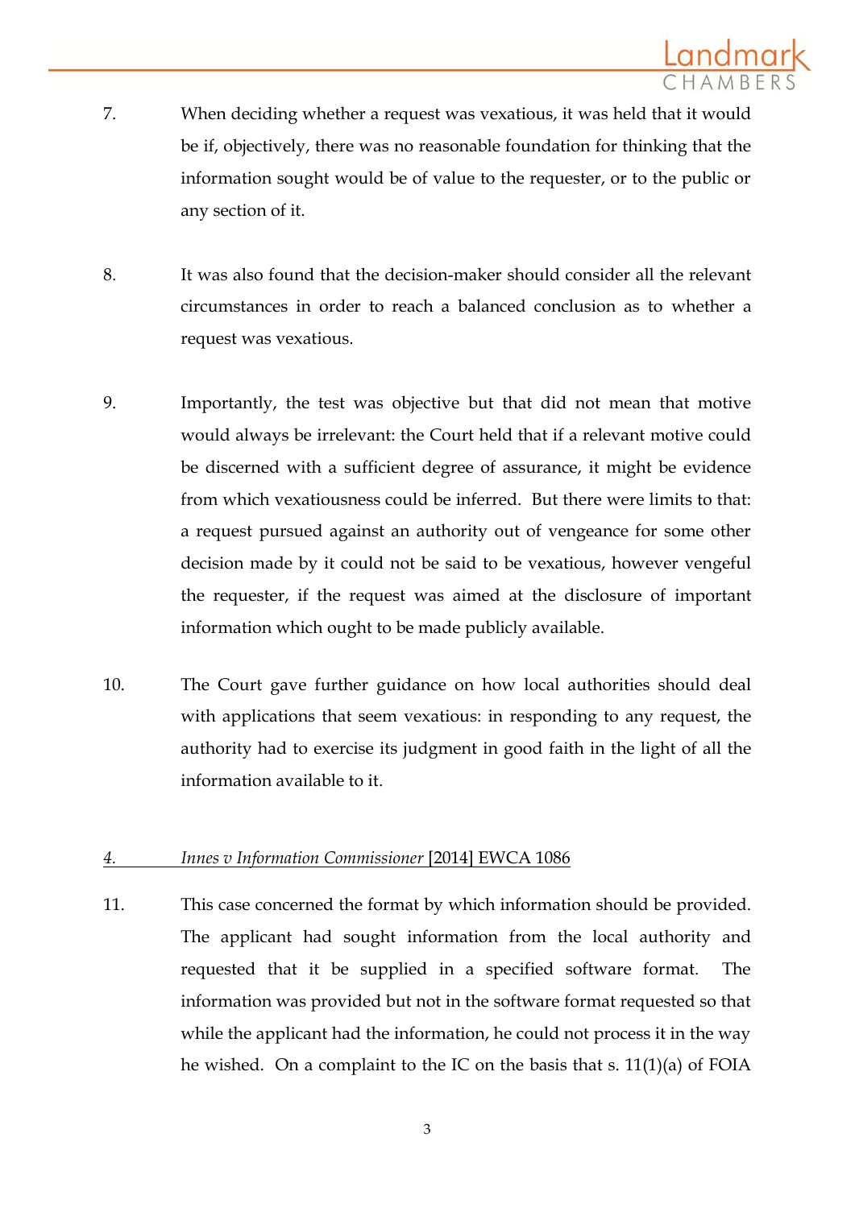7. When deciding whether a request was vexatious, it was held that it would be if, objectively, there was no reasonable foundation for thinking that the information sought would be of value to the requester, or to the public or any section of it.

8. It was also found that the decision-maker should consider all the relevant circumstances in order to reach a balanced conclusion as to whether a request was vexatious.

9. Importantly, the test was objective but that did not mean that motive would always be irrelevant: the Court held that if a relevant motive could be discerned with a sufficient degree of assurance, it might be evidence from which vexatiousness could be inferred. But there were limits to that: a request pursued against an authority out of vengeance for some other decision made by it could not be said to be vexatious, however vengeful the requester, if the request was aimed at the disclosure of important information which ought to be made publicly available.

10. The Court gave further guidance on how local authorities should deal with applications that seem vexatious: in responding to any request, the authority had to exercise its judgment in good faith in the light of all the information available to it.

## <u>4. *Innes v Information Commissioner* [2014] EWCA 1086</u>

11. This case concerned the format by which information should be provided. The applicant had sought information from the local authority and requested that it be supplied in a specified software format. The information was provided but not in the software format requested so that while the applicant had the information, he could not process it in the way he wished. On a complaint to the IC on the basis that s. 11(1)(a) of FOIA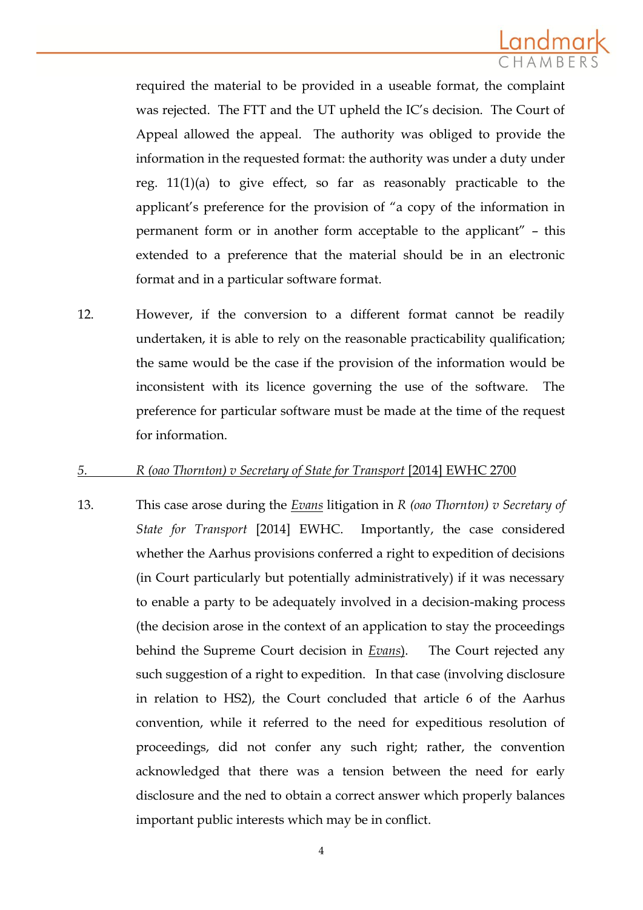required the material to be provided in a useable format, the complaint was rejected. The FTT and the UT upheld the IC's decision. The Court of Appeal allowed the appeal. The authority was obliged to provide the information in the requested format: the authority was under a duty under reg. 11(1)(a) to give effect, so far as reasonably practicable to the applicant's preference for the provision of "a copy of the information in permanent form or in another form acceptable to the applicant" – this extended to a preference that the material should be in an electronic format and in a particular software format.

12. However, if the conversion to a different format cannot be readily undertaken, it is able to rely on the reasonable practicability qualification; the same would be the case if the provision of the information would be inconsistent with its licence governing the use of the software. The preference for particular software must be made at the time of the request for information.

<u>*5. R (oao Thornton) v Secretary of State for Transport* [2014] EWHC 2700</u>

13. This case arose during the <u>*Evans*</u> litigation in *R (oao Thornton) v Secretary of State for Transport* [2014] EWHC. Importantly, the case considered whether the Aarhus provisions conferred a right to expedition of decisions (in Court particularly but potentially administratively) if it was necessary to enable a party to be adequately involved in a decision-making process (the decision arose in the context of an application to stay the proceedings behind the Supreme Court decision in <u>*Evans*</u>). The Court rejected any such suggestion of a right to expedition. In that case (involving disclosure in relation to HS2), the Court concluded that article 6 of the Aarhus convention, while it referred to the need for expeditious resolution of proceedings, did not confer any such right; rather, the convention acknowledged that there was a tension between the need for early disclosure and the ned to obtain a correct answer which properly balances important public interests which may be in conflict.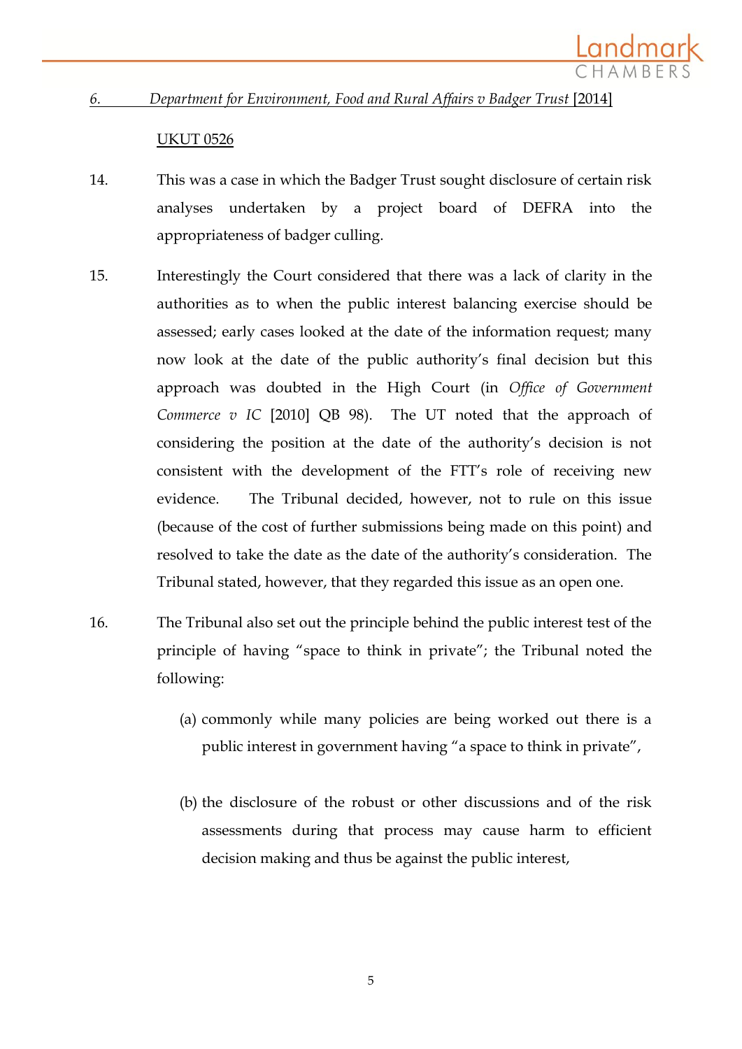6. *Department for Environment, Food and Rural Affairs v Badger Trust* [2014] UKUT 0526

14. This was a case in which the Badger Trust sought disclosure of certain risk analyses undertaken by a project board of DEFRA into the appropriateness of badger culling.

15. Interestingly the Court considered that there was a lack of clarity in the authorities as to when the public interest balancing exercise should be assessed; early cases looked at the date of the information request; many now look at the date of the public authority's final decision but this approach was doubted in the High Court (in *Office of Government Commerce v IC* [2010] QB 98). The UT noted that the approach of considering the position at the date of the authority's decision is not consistent with the development of the FTT's role of receiving new evidence. The Tribunal decided, however, not to rule on this issue (because of the cost of further submissions being made on this point) and resolved to take the date as the date of the authority's consideration. The Tribunal stated, however, that they regarded this issue as an open one.

16. The Tribunal also set out the principle behind the public interest test of the principle of having "space to think in private"; the Tribunal noted the following:

    (a) commonly while many policies are being worked out there is a public interest in government having "a space to think in private",

    (b) the disclosure of the robust or other discussions and of the risk assessments during that process may cause harm to efficient decision making and thus be against the public interest,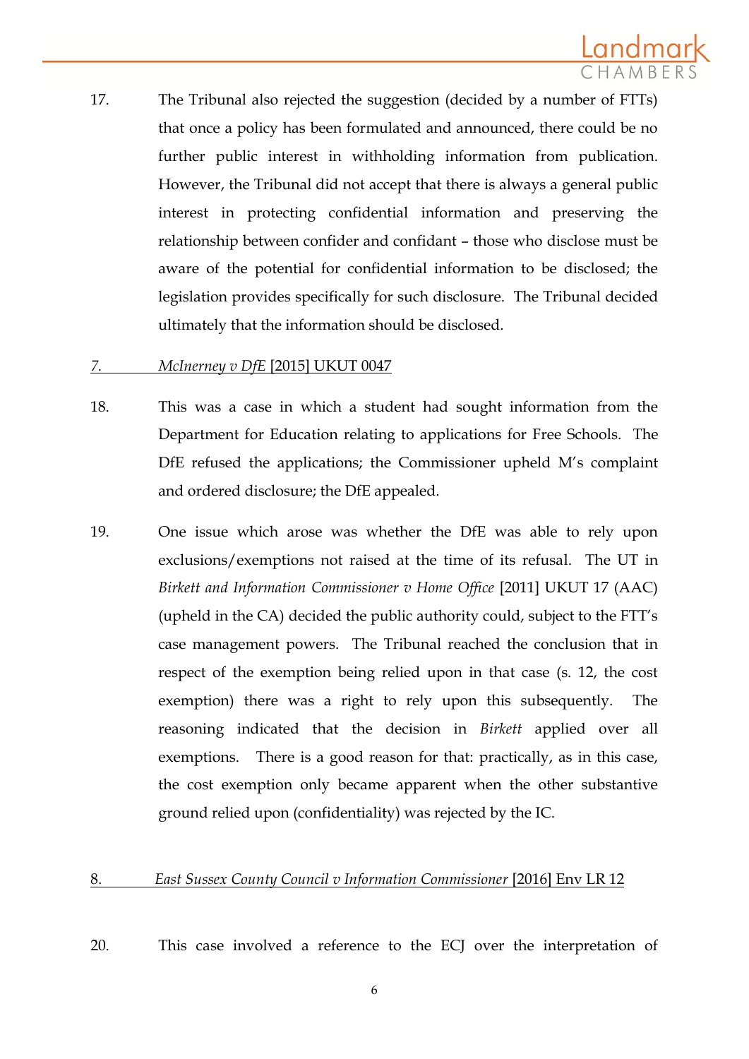17. The Tribunal also rejected the suggestion (decided by a number of FTTs) that once a policy has been formulated and announced, there could be no further public interest in withholding information from publication. However, the Tribunal did not accept that there is always a general public interest in protecting confidential information and preserving the relationship between confider and confidant – those who disclose must be aware of the potential for confidential information to be disclosed; the legislation provides specifically for such disclosure. The Tribunal decided ultimately that the information should be disclosed.

## 7. *McInerney v DfE* [2015] UKUT 0047

18. This was a case in which a student had sought information from the Department for Education relating to applications for Free Schools. The DfE refused the applications; the Commissioner upheld M's complaint and ordered disclosure; the DfE appealed.

19. One issue which arose was whether the DfE was able to rely upon exclusions/exemptions not raised at the time of its refusal. The UT in *Birkett and Information Commissioner v Home Office* [2011] UKUT 17 (AAC) (upheld in the CA) decided the public authority could, subject to the FTT's case management powers. The Tribunal reached the conclusion that in respect of the exemption being relied upon in that case (s. 12, the cost exemption) there was a right to rely upon this subsequently. The reasoning indicated that the decision in *Birkett* applied over all exemptions. There is a good reason for that: practically, as in this case, the cost exemption only became apparent when the other substantive ground relied upon (confidentiality) was rejected by the IC.

## 8. *East Sussex County Council v Information Commissioner* [2016] Env LR 12

20. This case involved a reference to the ECJ over the interpretation of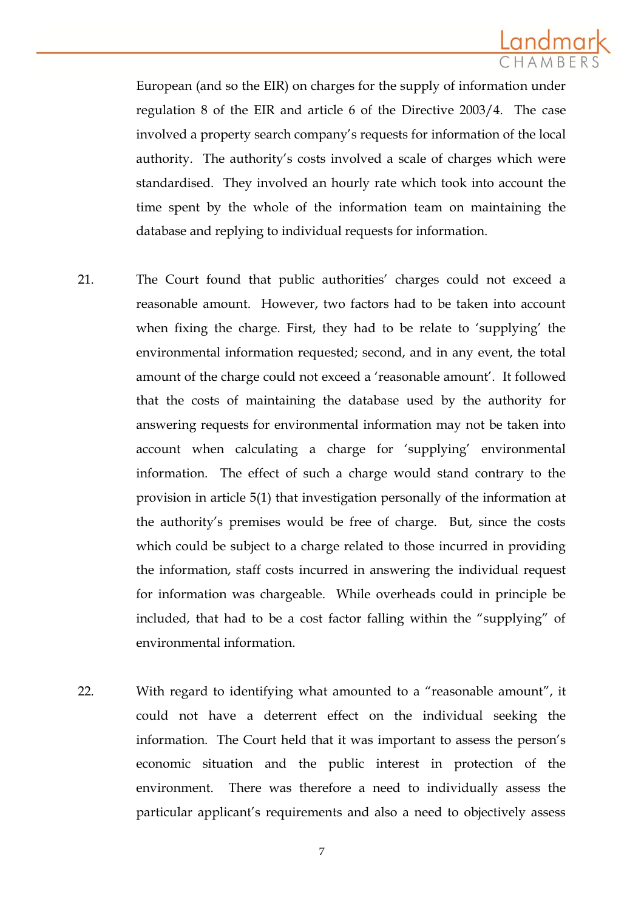European (and so the EIR) on charges for the supply of information under regulation 8 of the EIR and article 6 of the Directive 2003/4. The case involved a property search company's requests for information of the local authority. The authority's costs involved a scale of charges which were standardised. They involved an hourly rate which took into account the time spent by the whole of the information team on maintaining the database and replying to individual requests for information.

21. The Court found that public authorities' charges could not exceed a reasonable amount. However, two factors had to be taken into account when fixing the charge. First, they had to be relate to 'supplying' the environmental information requested; second, and in any event, the total amount of the charge could not exceed a 'reasonable amount'. It followed that the costs of maintaining the database used by the authority for answering requests for environmental information may not be taken into account when calculating a charge for 'supplying' environmental information. The effect of such a charge would stand contrary to the provision in article 5(1) that investigation personally of the information at the authority's premises would be free of charge. But, since the costs which could be subject to a charge related to those incurred in providing the information, staff costs incurred in answering the individual request for information was chargeable. While overheads could in principle be included, that had to be a cost factor falling within the "supplying" of environmental information.

22. With regard to identifying what amounted to a "reasonable amount", it could not have a deterrent effect on the individual seeking the information. The Court held that it was important to assess the person's economic situation and the public interest in protection of the environment. There was therefore a need to individually assess the particular applicant's requirements and also a need to objectively assess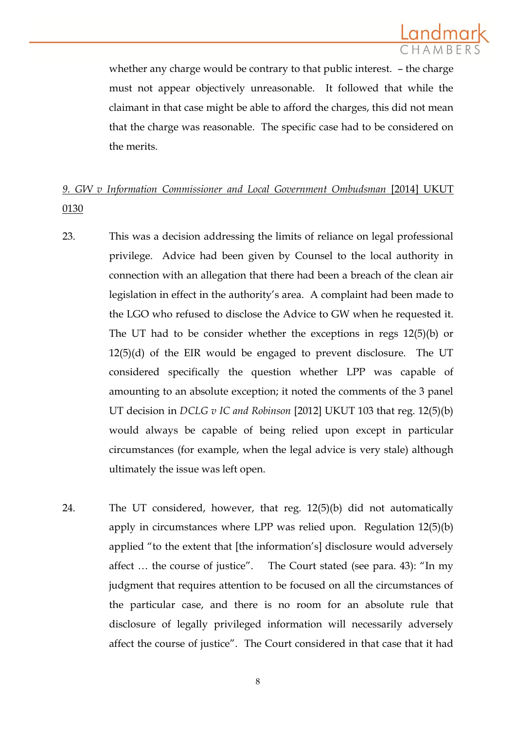whether any charge would be contrary to that public interest. – the charge must not appear objectively unreasonable. It followed that while the claimant in that case might be able to afford the charges, this did not mean that the charge was reasonable. The specific case had to be considered on the merits.

## *9. GW v Information Commissioner and Local Government Ombudsman* [2014] UKUT 0130

23. This was a decision addressing the limits of reliance on legal professional privilege. Advice had been given by Counsel to the local authority in connection with an allegation that there had been a breach of the clean air legislation in effect in the authority's area. A complaint had been made to the LGO who refused to disclose the Advice to GW when he requested it. The UT had to be consider whether the exceptions in regs 12(5)(b) or 12(5)(d) of the EIR would be engaged to prevent disclosure. The UT considered specifically the question whether LPP was capable of amounting to an absolute exception; it noted the comments of the 3 panel UT decision in *DCLG v IC and Robinson* [2012] UKUT 103 that reg. 12(5)(b) would always be capable of being relied upon except in particular circumstances (for example, when the legal advice is very stale) although ultimately the issue was left open.

24. The UT considered, however, that reg. 12(5)(b) did not automatically apply in circumstances where LPP was relied upon. Regulation 12(5)(b) applied "to the extent that [the information's] disclosure would adversely affect … the course of justice". The Court stated (see para. 43): "In my judgment that requires attention to be focused on all the circumstances of the particular case, and there is no room for an absolute rule that disclosure of legally privileged information will necessarily adversely affect the course of justice". The Court considered in that case that it had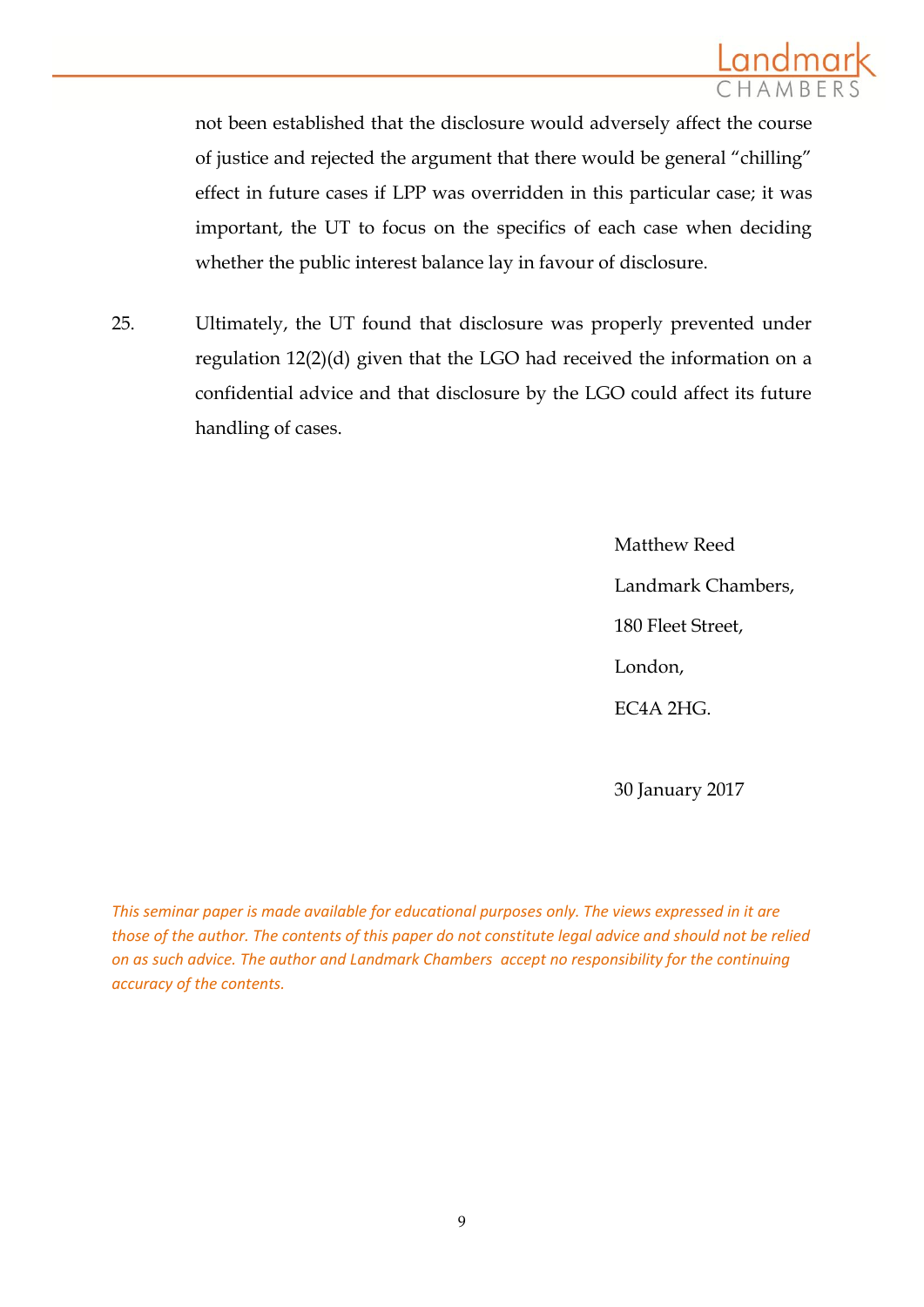not been established that the disclosure would adversely affect the course of justice and rejected the argument that there would be general "chilling" effect in future cases if LPP was overridden in this particular case; it was important, the UT to focus on the specifics of each case when deciding whether the public interest balance lay in favour of disclosure.

25. Ultimately, the UT found that disclosure was properly prevented under regulation 12(2)(d) given that the LGO had received the information on a confidential advice and that disclosure by the LGO could affect its future handling of cases.

Matthew Reed

Landmark Chambers,

180 Fleet Street,

London,

EC4A 2HG.

30 January 2017

*This seminar paper is made available for educational purposes only. The views expressed in it are those of the author. The contents of this paper do not constitute legal advice and should not be relied on as such advice. The author and Landmark Chambers accept no responsibility for the continuing accuracy of the contents.*